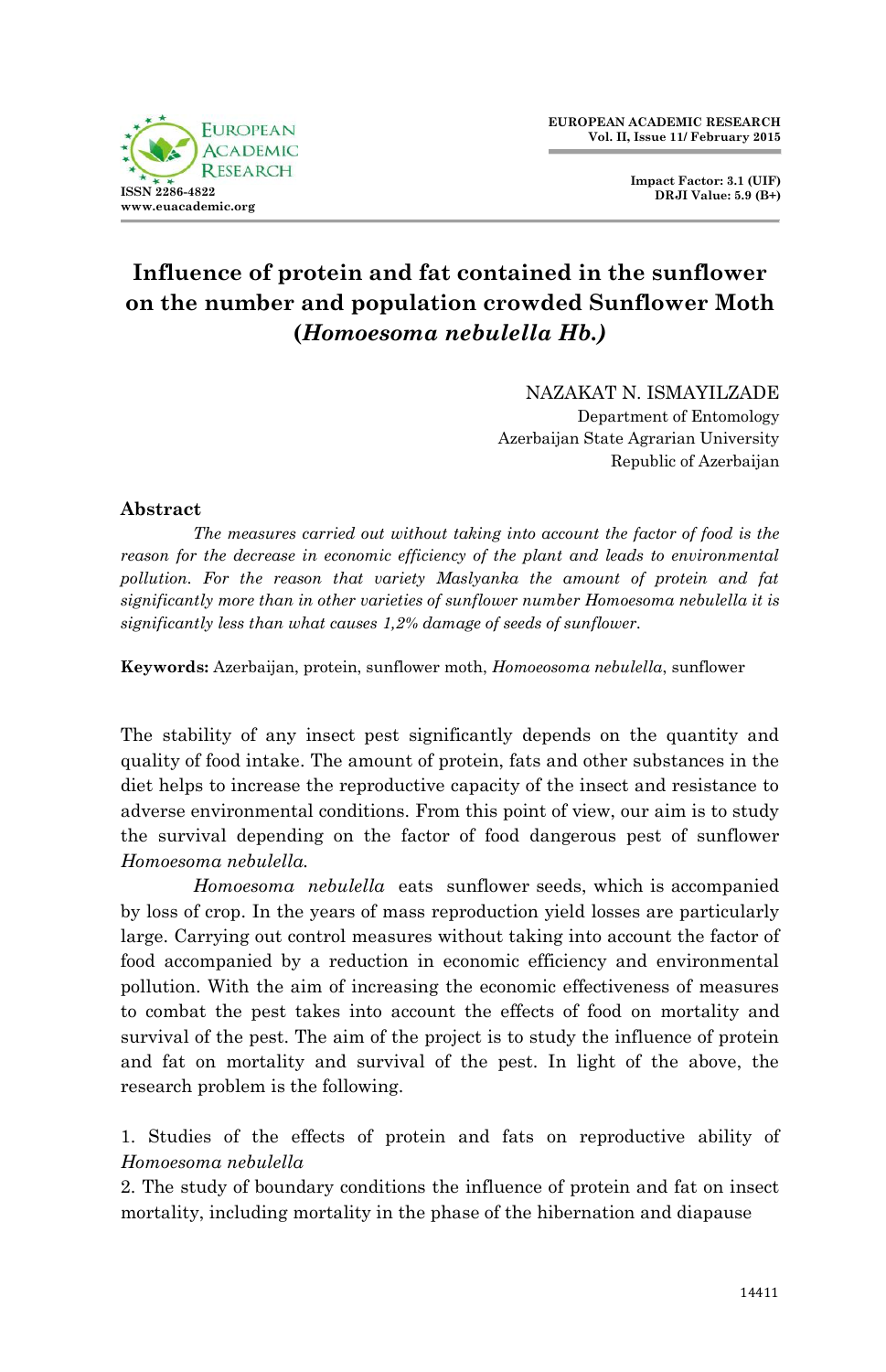# Influence of protein and fat contained in the sunflower on the number and population crowded Sunflower Moth (*Homoesoma nebulella Hb.*)

NAZAKAT N. ISMAYILZADE
Department of Entomology
Azerbaijan State Agrarian University
Republic of Azerbaijan

## Abstract

*The measures carried out without taking into account the factor of food is the reason for the decrease in economic efficiency of the plant and leads to environmental pollution. For the reason that variety Maslyanka the amount of protein and fat significantly more than in other varieties of sunflower number Homoesoma nebulella it is significantly less than what causes 1,2% damage of seeds of sunflower.*

**Keywords:** Azerbaijan, protein, sunflower moth, *Homoeosoma nebulella*, sunflower

The stability of any insect pest significantly depends on the quantity and quality of food intake. The amount of protein, fats and other substances in the diet helps to increase the reproductive capacity of the insect and resistance to adverse environmental conditions. From this point of view, our aim is to study the survival depending on the factor of food dangerous pest of sunflower *Homoesoma nebulella.*

*Homoesoma nebulella* eats sunflower seeds, which is accompanied by loss of crop. In the years of mass reproduction yield losses are particularly large. Carrying out control measures without taking into account the factor of food accompanied by a reduction in economic efficiency and environmental pollution. With the aim of increasing the economic effectiveness of measures to combat the pest takes into account the effects of food on mortality and survival of the pest. The aim of the project is to study the influence of protein and fat on mortality and survival of the pest. In light of the above, the research problem is the following.

1. Studies of the effects of protein and fats on reproductive ability of *Homoesoma nebulella*
2. The study of boundary conditions the influence of protein and fat on insect mortality, including mortality in the phase of the hibernation and diapause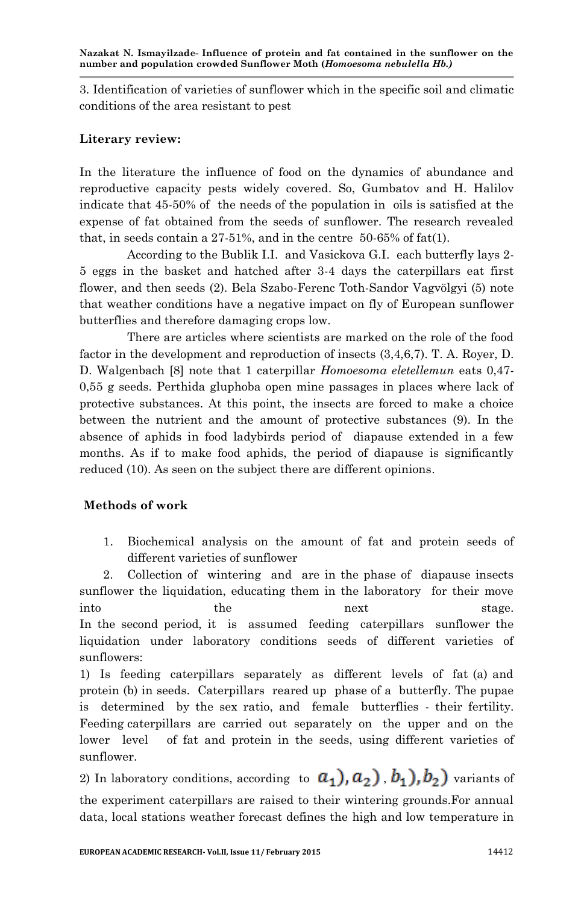3. Identification of varieties of sunflower which in the specific soil and climatic conditions of the area resistant to pest

**Literary review:**

In the literature the influence of food on the dynamics of abundance and reproductive capacity pests widely covered. So, Gumbatov and H. Halilov indicate that 45-50% of the needs of the population in oils is satisfied at the expense of fat obtained from the seeds of sunflower. The research revealed that, in seeds contain a 27-51%, and in the centre 50-65% of fat(1).

According to the Bublik I.I. and Vasickova G.I. each butterfly lays 2-5 eggs in the basket and hatched after 3-4 days the caterpillars eat first flower, and then seeds (2). Bela Szabo-Ferenc Toth-Sandor Vagvölgyi (5) note that weather conditions have a negative impact on fly of European sunflower butterflies and therefore damaging crops low.

There are articles where scientists are marked on the role of the food factor in the development and reproduction of insects (3,4,6,7). T. A. Royer, D. D. Walgenbach [8] note that 1 caterpillar *Homoesoma eletellemun* eats 0,47-0,55 g seeds. Perthida gluphoba open mine passages in places where lack of protective substances. At this point, the insects are forced to make a choice between the nutrient and the amount of protective substances (9). In the absence of aphids in food ladybirds period of diapause extended in a few months. As if to make food aphids, the period of diapause is significantly reduced (10). As seen on the subject there are different opinions.

**Methods of work**

1. Biochemical analysis on the amount of fat and protein seeds of different varieties of sunflower
2. Collection of wintering and are in the phase of diapause insects sunflower the liquidation, educating them in the laboratory for their move into the next stage.

In the second period, it is assumed feeding caterpillars sunflower the liquidation under laboratory conditions seeds of different varieties of sunflowers:

1) Is feeding caterpillars separately as different levels of fat (a) and protein (b) in seeds. Caterpillars reared up phase of a butterfly. The pupae is determined by the sex ratio, and female butterflies - their fertility. Feeding caterpillars are carried out separately on the upper and on the lower level of fat and protein in the seeds, using different varieties of sunflower.

2) In laboratory conditions, according to $a_1), a_2)$ , $b_1), b_2)$ variants of the experiment caterpillars are raised to their wintering grounds.For annual data, local stations weather forecast defines the high and low temperature in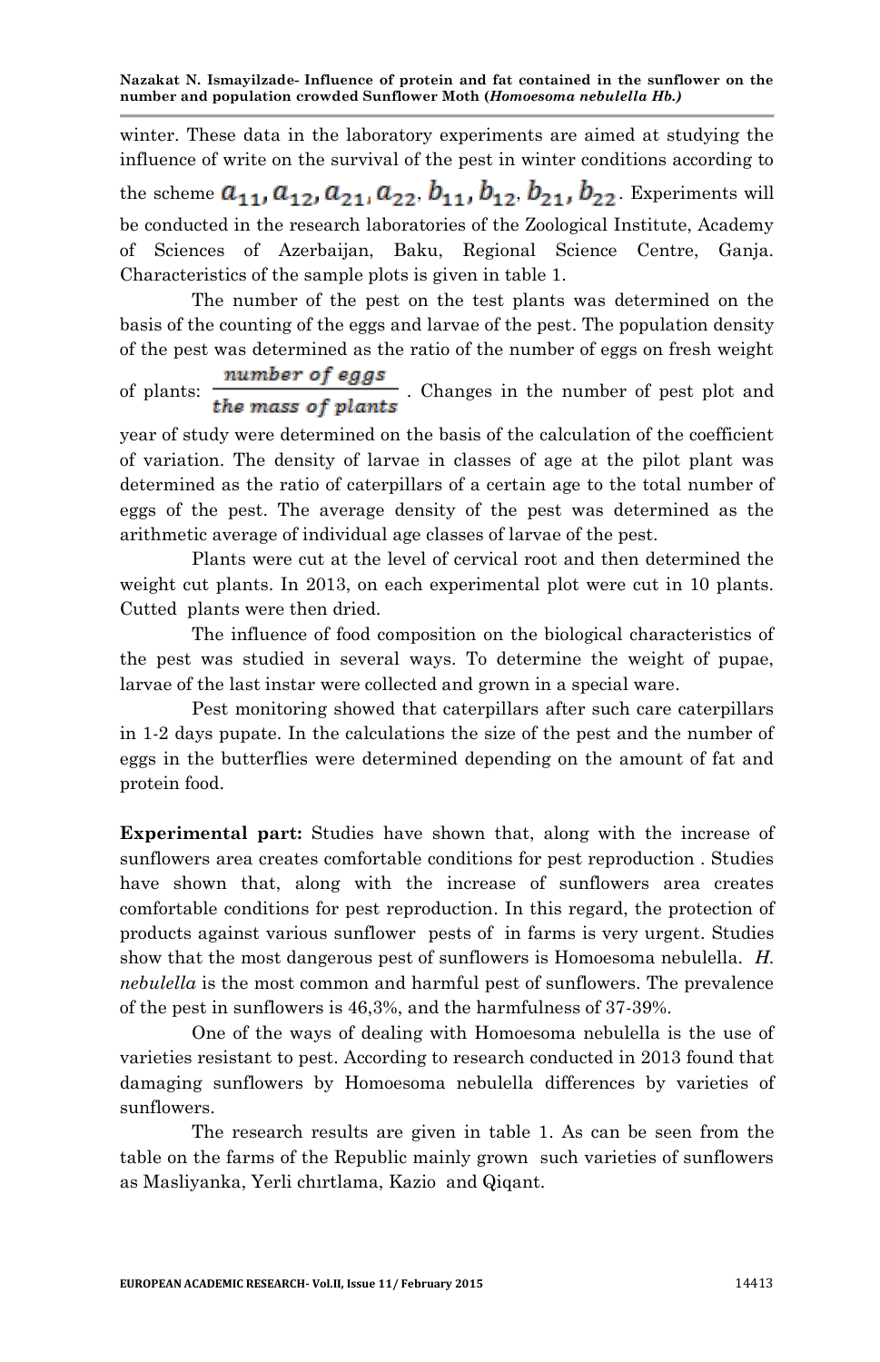winter. These data in the laboratory experiments are aimed at studying the influence of write on the survival of the pest in winter conditions according to the scheme $a_{11}, a_{12}, a_{21}, a_{22}, b_{11}, b_{12}, b_{21}, b_{22}$. Experiments will be conducted in the research laboratories of the Zoological Institute, Academy of Sciences of Azerbaijan, Baku, Regional Science Centre, Ganja. Characteristics of the sample plots is given in table 1.

The number of the pest on the test plants was determined on the basis of the counting of the eggs and larvae of the pest. The population density of the pest was determined as the ratio of the number of eggs on fresh weight of plants: $\frac{number\ of\ eggs}{the\ mass\ of\ plants}$. Changes in the number of pest plot and year of study were determined on the basis of the calculation of the coefficient of variation. The density of larvae in classes of age at the pilot plant was determined as the ratio of caterpillars of a certain age to the total number of eggs of the pest. The average density of the pest was determined as the arithmetic average of individual age classes of larvae of the pest.

Plants were cut at the level of cervical root and then determined the weight cut plants. In 2013, on each experimental plot were cut in 10 plants. Cutted plants were then dried.

The influence of food composition on the biological characteristics of the pest was studied in several ways. To determine the weight of pupae, larvae of the last instar were collected and grown in a special ware.

Pest monitoring showed that caterpillars after such care caterpillars in 1-2 days pupate. In the calculations the size of the pest and the number of eggs in the butterflies were determined depending on the amount of fat and protein food.

**Experimental part:** Studies have shown that, along with the increase of sunflowers area creates comfortable conditions for pest reproduction . Studies have shown that, along with the increase of sunflowers area creates comfortable conditions for pest reproduction. In this regard, the protection of products against various sunflower pests of in farms is very urgent. Studies show that the most dangerous pest of sunflowers is Homoesoma nebulella. *H. nebulella* is the most common and harmful pest of sunflowers. The prevalence of the pest in sunflowers is 46,3%, and the harmfulness of 37-39%.

One of the ways of dealing with Homoesoma nebulella is the use of varieties resistant to pest. According to research conducted in 2013 found that damaging sunflowers by Homoesoma nebulella differences by varieties of sunflowers.

The research results are given in table 1. As can be seen from the table on the farms of the Republic mainly grown such varieties of sunflowers as Masliyanka, Yerli chırtlama, Kazio and Qiqant.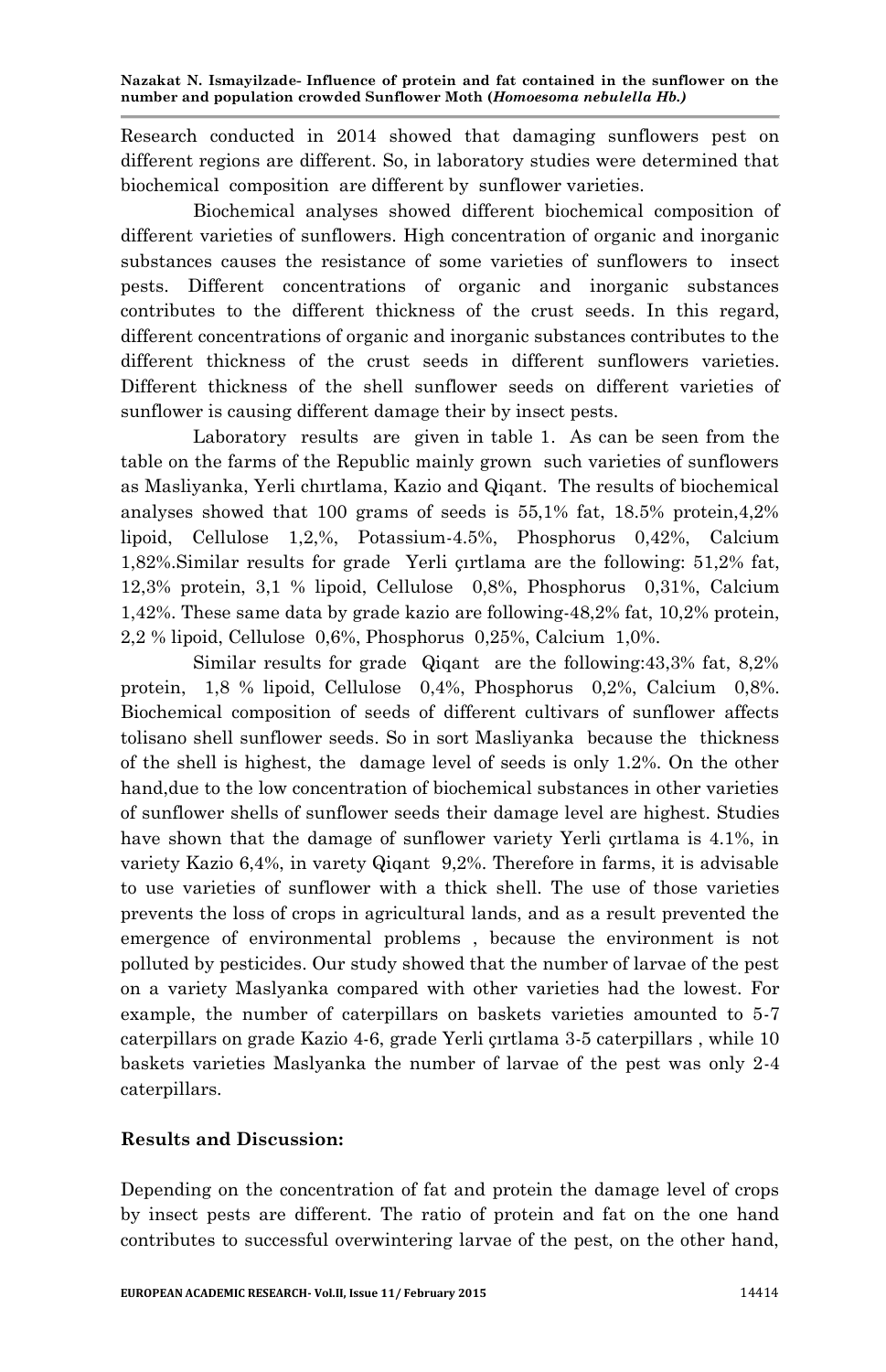Research conducted in 2014 showed that damaging sunflowers pest on different regions are different. So, in laboratory studies were determined that biochemical composition are different by sunflower varieties.

Biochemical analyses showed different biochemical composition of different varieties of sunflowers. High concentration of organic and inorganic substances causes the resistance of some varieties of sunflowers to insect pests. Different concentrations of organic and inorganic substances contributes to the different thickness of the crust seeds. In this regard, different concentrations of organic and inorganic substances contributes to the different thickness of the crust seeds in different sunflowers varieties. Different thickness of the shell sunflower seeds on different varieties of sunflower is causing different damage their by insect pests.

Laboratory results are given in table 1. As can be seen from the table on the farms of the Republic mainly grown such varieties of sunflowers as Masliyanka, Yerli chırtlama, Kazio and Qiqant. The results of biochemical analyses showed that 100 grams of seeds is 55,1% fat, 18.5% protein,4,2% lipoid, Cellulose 1,2,%, Potassium-4.5%, Phosphorus 0,42%, Calcium 1,82%.Similar results for grade Yerli çırtlama are the following: 51,2% fat, 12,3% protein, 3,1 % lipoid, Cellulose 0,8%, Phosphorus 0,31%, Calcium 1,42%. These same data by grade kazio are following-48,2% fat, 10,2% protein, 2,2 % lipoid, Cellulose 0,6%, Phosphorus 0,25%, Calcium 1,0%.

Similar results for grade Qiqant are the following:43,3% fat, 8,2% protein, 1,8 % lipoid, Cellulose 0,4%, Phosphorus 0,2%, Calcium 0,8%. Biochemical composition of seeds of different cultivars of sunflower affects tolisano shell sunflower seeds. So in sort Masliyanka because the thickness of the shell is highest, the damage level of seeds is only 1.2%. On the other hand,due to the low concentration of biochemical substances in other varieties of sunflower shells of sunflower seeds their damage level are highest. Studies have shown that the damage of sunflower variety Yerli çırtlama is 4.1%, in variety Kazio 6,4%, in varety Qiqant 9,2%. Therefore in farms, it is advisable to use varieties of sunflower with a thick shell. The use of those varieties prevents the loss of crops in agricultural lands, and as a result prevented the emergence of environmental problems , because the environment is not polluted by pesticides. Our study showed that the number of larvae of the pest on a variety Maslyanka compared with other varieties had the lowest. For example, the number of caterpillars on baskets varieties amounted to 5-7 caterpillars on grade Kazio 4-6, grade Yerli çırtlama 3-5 caterpillars , while 10 baskets varieties Maslyanka the number of larvae of the pest was only 2-4 caterpillars.

**Results and Discussion:**

Depending on the concentration of fat and protein the damage level of crops by insect pests are different. The ratio of protein and fat on the one hand contributes to successful overwintering larvae of the pest, on the other hand,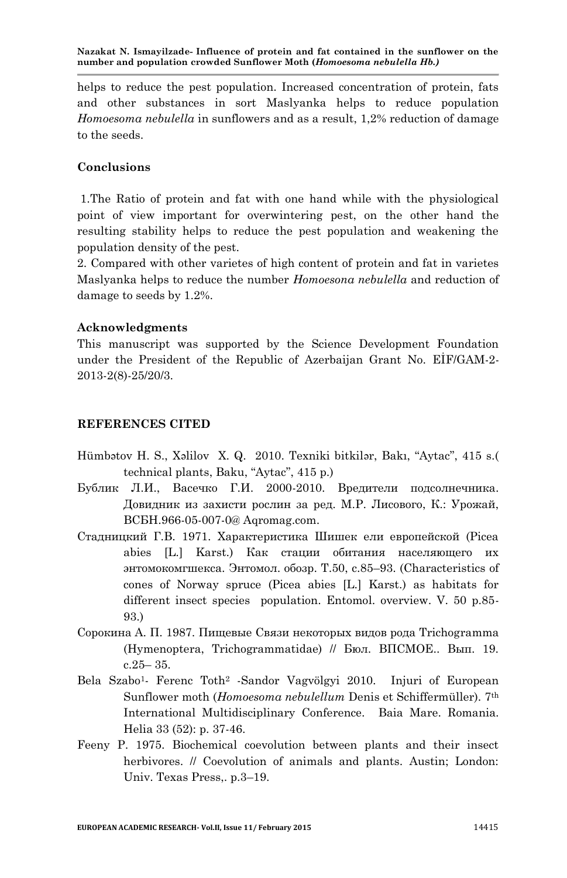helps to reduce the pest population. Increased concentration of protein, fats and other substances in sort Maslyanka helps to reduce population *Homoesoma nebulella* in sunflowers and as a result, 1,2% reduction of damage to the seeds.

## Conclusions

1.The Ratio of protein and fat with one hand while with the physiological point of view important for overwintering pest, on the other hand the resulting stability helps to reduce the pest population and weakening the population density of the pest.

2. Compared with other varietes of high content of protein and fat in varietes Maslyanka helps to reduce the number *Homoesona nebulella* and reduction of damage to seeds by 1.2%.

## Acknowledgments

This manuscript was supported by the Science Development Foundation under the President of the Republic of Azerbaijan Grant No. EİF/GAM-2-2013-2(8)-25/20/3.

## REFERENCES CITED

Hümbətov H. S., Xəlilov X. Q. 2010. Texniki bitkilər, Bakı, "Aytac", 415 s.( technical plants, Baku, "Aytac", 415 p.)

Бублик Л.И., Васечко Г.И. 2000-2010. Вредители подсолнечника. Довидник из захисти рослин за ред. М.Р. Лисового, К.: Урожай, ВСБН.966-05-007-0@ Aqromag.com.

Стадницкий Г.В. 1971. Характеристика Шишек ели европейской (Picea abies [L.] Karst.) Как стации обитания населяющего их энтомокомгшекса. Энтомол. обозр. Т.50, с.85–93. (Characteristics of cones of Norway spruce (Picea abies [L.] Karst.) as habitats for different insect species population. Entomol. overview. V. 50 p.85-93.)

Сорокина А. П. 1987. Пищевые Связи некоторых видов рода Trichogramma (Hymenoptera, Trichogrammatidae) // Бюл. ВПСМОЕ.. Вып. 19. с.25– 35.

Bela Szabo[1]- Ferenc Toth[2] -Sandor Vagvölgyi 2010. Injuri of European Sunflower moth (*Homoesoma nebulellum* Denis et Schiffermüller). 7th International Multidisciplinary Conference. Baia Mare. Romania. Helia 33 (52): p. 37-46.

Feeny P. 1975. Biochemical coevolution between plants and their insect herbivores. // Coevolution of animals and plants. Austin; London: Univ. Texas Press,. p.3–19.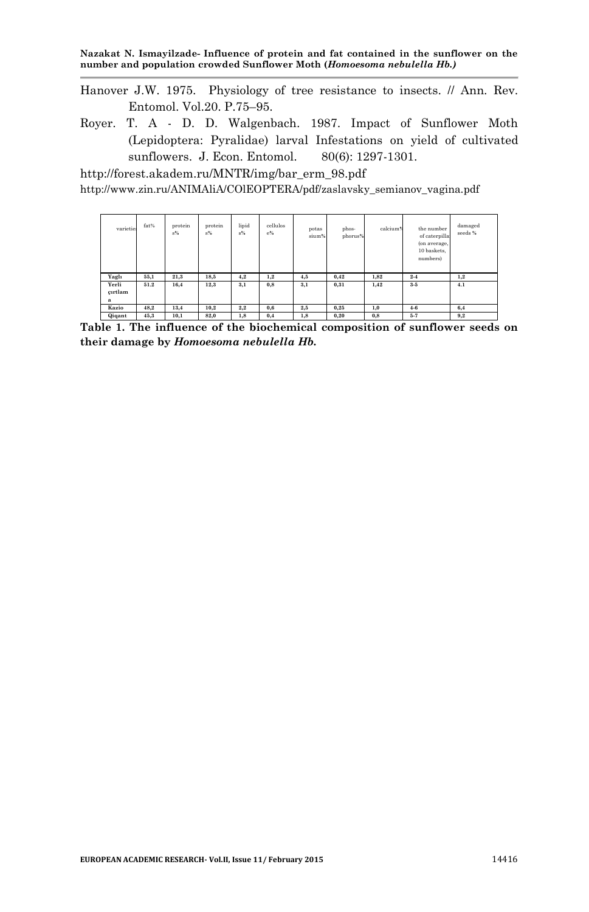Hanover J.W. 1975. Physiology of tree resistance to insects. // Ann. Rev. Entomol. Vol.20. P.75–95.

Royer. T. A - D. D. Walgenbach. 1987. Impact of Sunflower Moth (Lepidoptera: Pyralidae) larval Infestations on yield of cultivated sunflowers. J. Econ. Entomol. 80(6): 1297-1301.

http://forest.akadem.ru/MNTR/img/bar_erm_98.pdf

http://www.zin.ru/ANIMAliA/COlEOPTERA/pdf/zaslavsky_semianov_vagina.pdf

| varieties | fat% | proteins% | proteins% | lipids% | cellulose% | potassium% | phos-phorus% | calcium% | the number of caterpillar (on average, 10 baskets, numbers) | damaged seeds % |
|---|---|---|---|---|---|---|---|---|---|---|
| **Yaglı** | **55,1** | **21,3** | **18,5** | **4,2** | **1,2** | **4,5** | **0,42** | **1,82** | **2-4** | **1,2** |
| **Yerli çırtlama** | **51.2** | **16,4** | **12,3** | **3,1** | **0,8** | **3,1** | **0,31** | **1,42** | **3-5** | **4.1** |
| **Kazio** | **48,2** | **13,4** | **10,2** | **2,2** | **0,6** | **2,5** | **0,25** | **1,0** | **4-6** | **6,4** |
| **Qiqant** | **45,3** | **10,1** | **82,0** | **1,8** | **0,4** | **1,8** | **0,20** | **0,8** | **5-7** | **9,2** |

**Table 1. The influence of the biochemical composition of sunflower seeds on their damage by *Homoesoma nebulella Hb.***